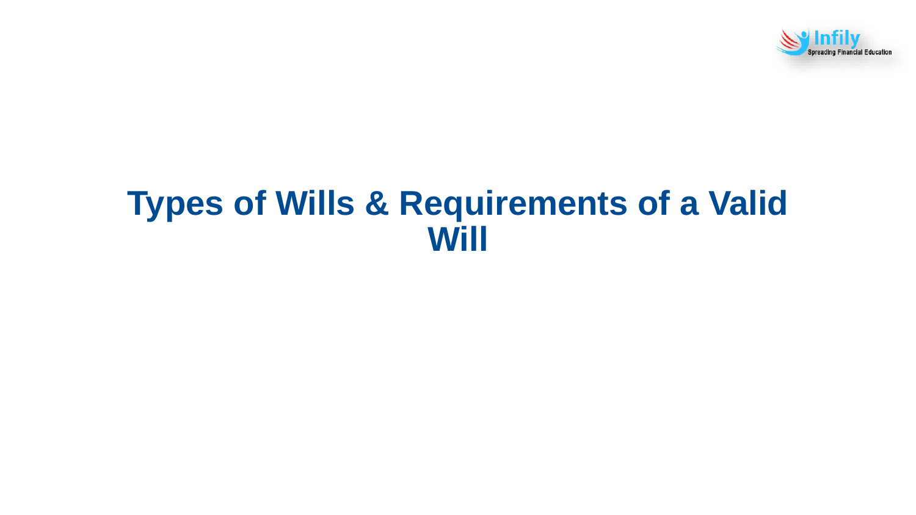# Types of Wills & Requirements of a Valid Will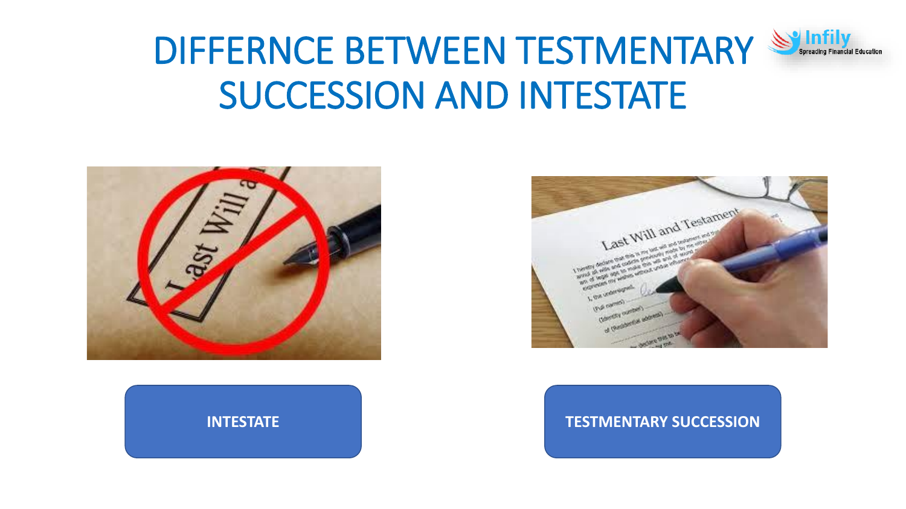# DIFFERNCE BETWEEN TESTMENTARY SUCCESSION AND INTESTATE

**INTESTATE**

**TESTMENTARY SUCCESSION**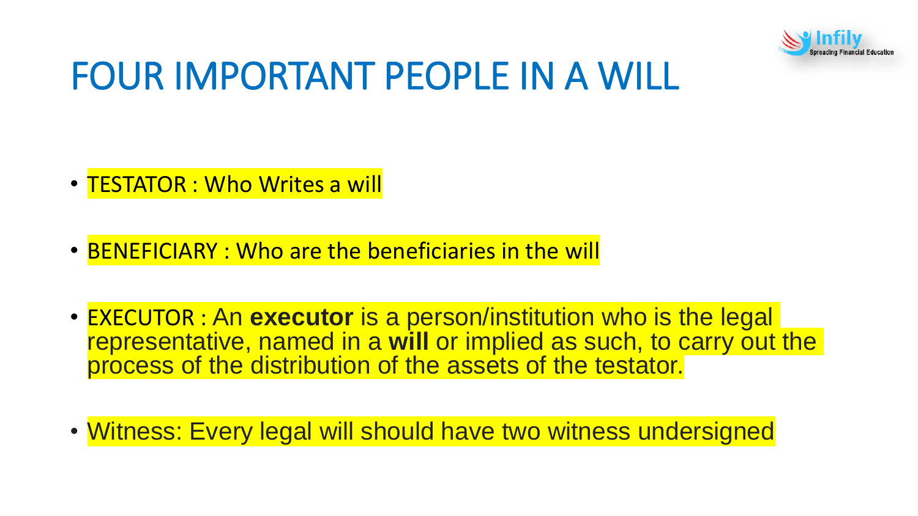# FOUR IMPORTANT PEOPLE IN A WILL

- TESTATOR : Who Writes a will
- BENEFICIARY : Who are the beneficiaries in the will
- EXECUTOR : An **executor** is a person/institution who is the legal representative, named in a **will** or implied as such, to carry out the process of the distribution of the assets of the testator.
- Witness: Every legal will should have two witness undersigned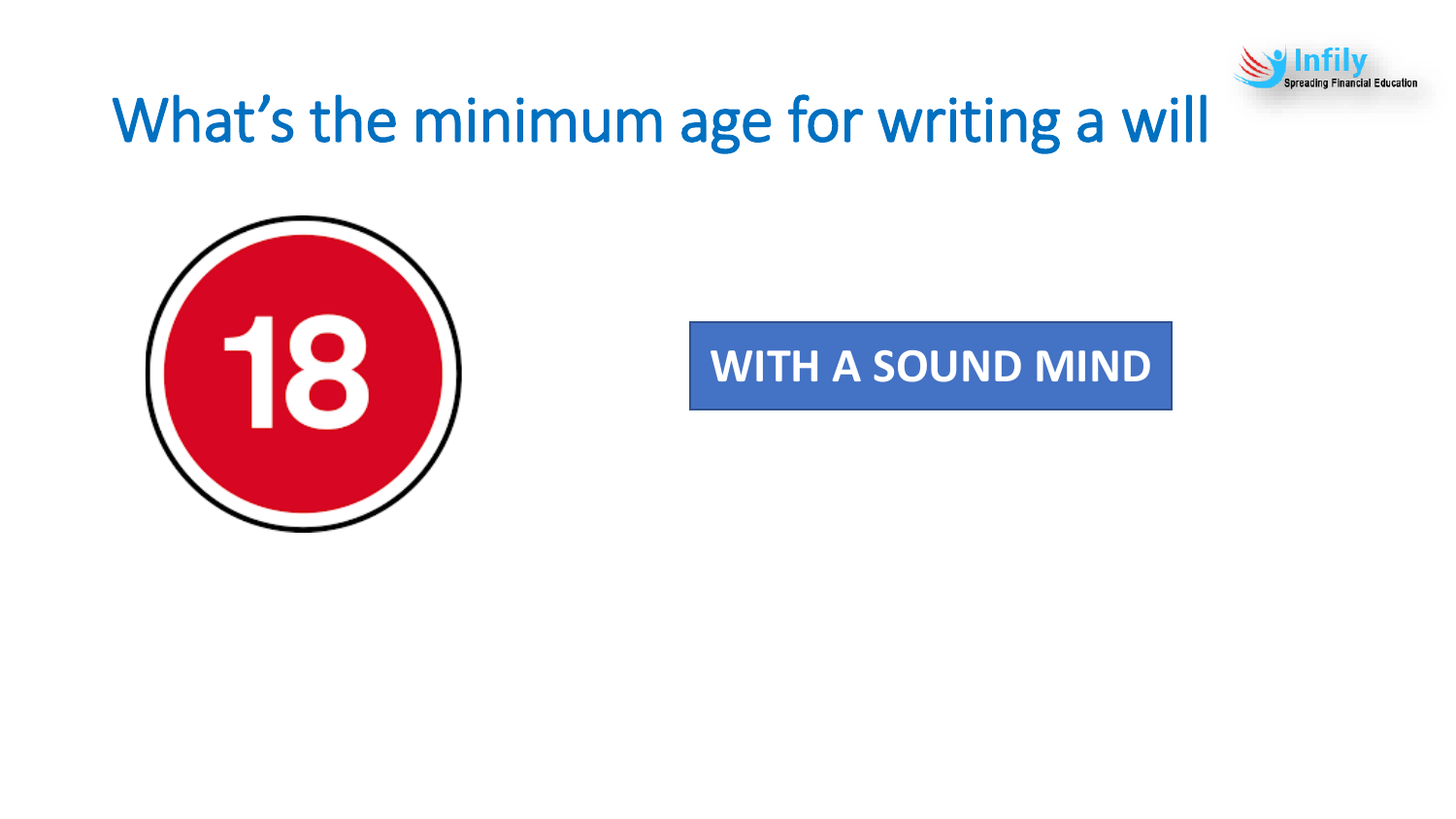# What's the minimum age for writing a will

18

**WITH A SOUND MIND**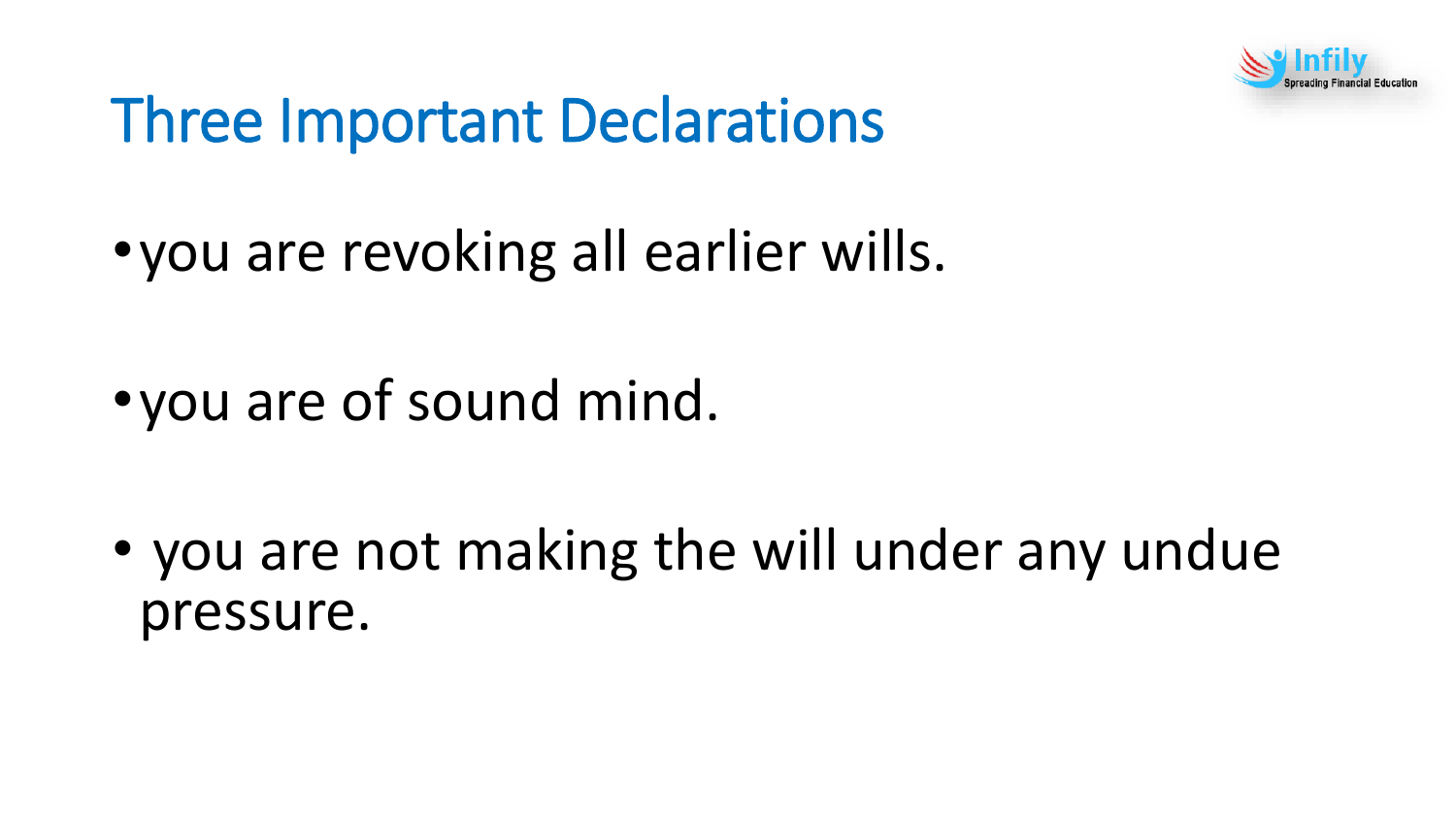# Three Important Declarations

- you are revoking all earlier wills.
- you are of sound mind.
- you are not making the will under any undue pressure.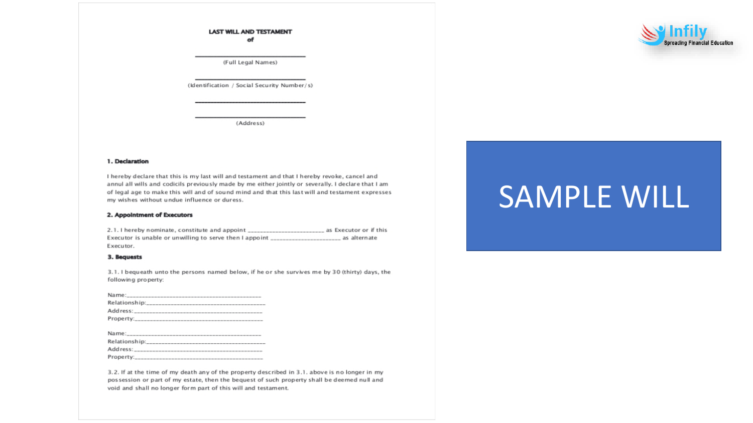# SAMPLE WILL

## LAST WILL AND TESTAMENT
## of

\_\_\_\_\_\_\_\_\_\_\_\_\_\_\_\_\_\_\_\_\_\_\_\_\_\_\_\_\_\_\_\_
(Full Legal Names)

\_\_\_\_\_\_\_\_\_\_\_\_\_\_\_\_\_\_\_\_\_\_\_\_\_\_\_\_\_\_\_\_
(Identification / Social Security Number/s)

\_\_\_\_\_\_\_\_\_\_\_\_\_\_\_\_\_\_\_\_\_\_\_\_\_\_\_\_\_\_\_\_

\_\_\_\_\_\_\_\_\_\_\_\_\_\_\_\_\_\_\_\_\_\_\_\_\_\_\_\_\_\_\_\_
(Address)

### 1. Declaration

I hereby declare that this is my last will and testament and that I hereby revoke, cancel and annul all wills and codicils previously made by me either jointly or severally. I declare that I am of legal age to make this will and of sound mind and that this last will and testament expresses my wishes without undue influence or duress.

### 2. Appointment of Executors

2.1. I hereby nominate, constitute and appoint \_\_\_\_\_\_\_\_\_\_\_\_\_\_\_\_\_\_\_\_\_\_\_\_\_ as Executor or if this Executor is unable or unwilling to serve then I appoint \_\_\_\_\_\_\_\_\_\_\_\_\_\_\_\_\_\_\_\_\_\_\_ as alternate Executor.

### 3. Bequests

3.1. I bequeath unto the persons named below, if he or she survives me by 30 (thirty) days, the following property:

Name:\_\_\_\_\_\_\_\_\_\_\_\_\_\_\_\_\_\_\_\_\_\_\_\_\_\_\_\_\_\_\_\_\_\_\_\_\_\_\_\_\_\_\_
Relationship:\_\_\_\_\_\_\_\_\_\_\_\_\_\_\_\_\_\_\_\_\_\_\_\_\_\_\_\_\_\_\_\_\_\_\_\_\_\_
Address:\_\_\_\_\_\_\_\_\_\_\_\_\_\_\_\_\_\_\_\_\_\_\_\_\_\_\_\_\_\_\_\_\_\_\_\_\_\_\_\_\_
Property:\_\_\_\_\_\_\_\_\_\_\_\_\_\_\_\_\_\_\_\_\_\_\_\_\_\_\_\_\_\_\_\_\_\_\_\_\_\_\_\_\_

Name:\_\_\_\_\_\_\_\_\_\_\_\_\_\_\_\_\_\_\_\_\_\_\_\_\_\_\_\_\_\_\_\_\_\_\_\_\_\_\_\_\_\_\_
Relationship:\_\_\_\_\_\_\_\_\_\_\_\_\_\_\_\_\_\_\_\_\_\_\_\_\_\_\_\_\_\_\_\_\_\_\_\_\_\_
Address:\_\_\_\_\_\_\_\_\_\_\_\_\_\_\_\_\_\_\_\_\_\_\_\_\_\_\_\_\_\_\_\_\_\_\_\_\_\_\_\_\_
Property:\_\_\_\_\_\_\_\_\_\_\_\_\_\_\_\_\_\_\_\_\_\_\_\_\_\_\_\_\_\_\_\_\_\_\_\_\_\_\_\_\_

3.2. If at the time of my death any of the property described in 3.1. above is no longer in my possession or part of my estate, then the bequest of such property shall be deemed null and void and shall no longer form part of this will and testament.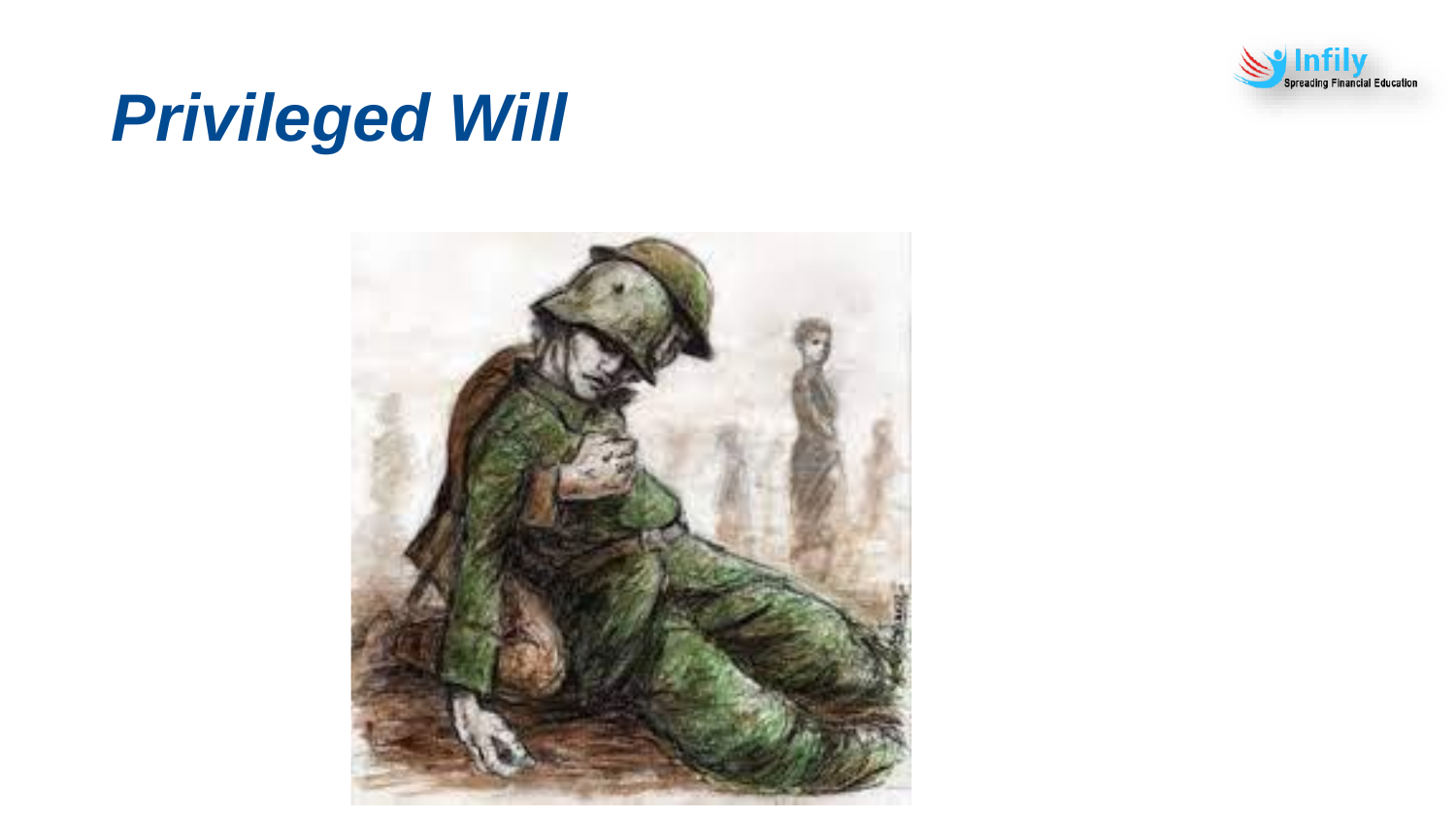# *Privileged Will*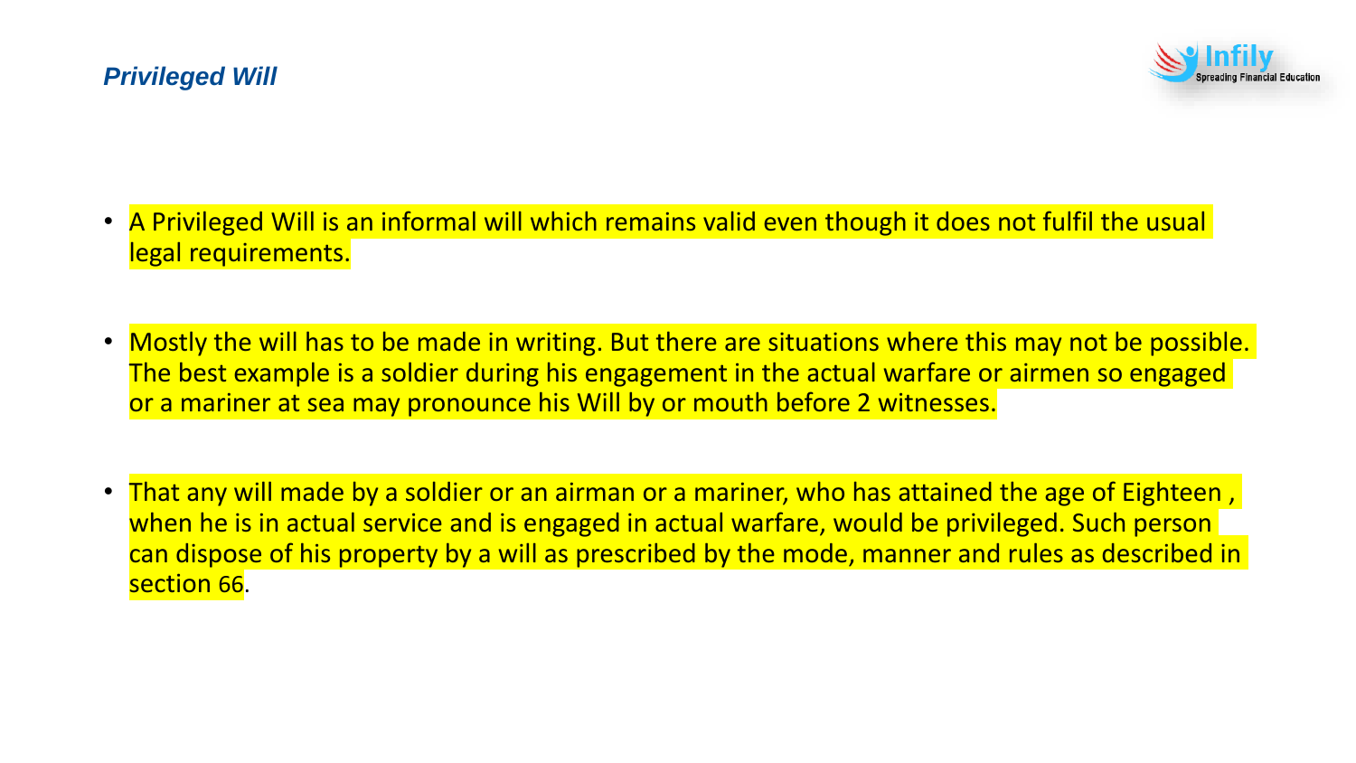## *Privileged Will*

- A Privileged Will is an informal will which remains valid even though it does not fulfil the usual legal requirements.

- Mostly the will has to be made in writing. But there are situations where this may not be possible. The best example is a soldier during his engagement in the actual warfare or airmen so engaged or a mariner at sea may pronounce his Will by or mouth before 2 witnesses.

- That any will made by a soldier or an airman or a mariner, who has attained the age of Eighteen , when he is in actual service and is engaged in actual warfare, would be privileged. Such person can dispose of his property by a will as prescribed by the mode, manner and rules as described in section 66.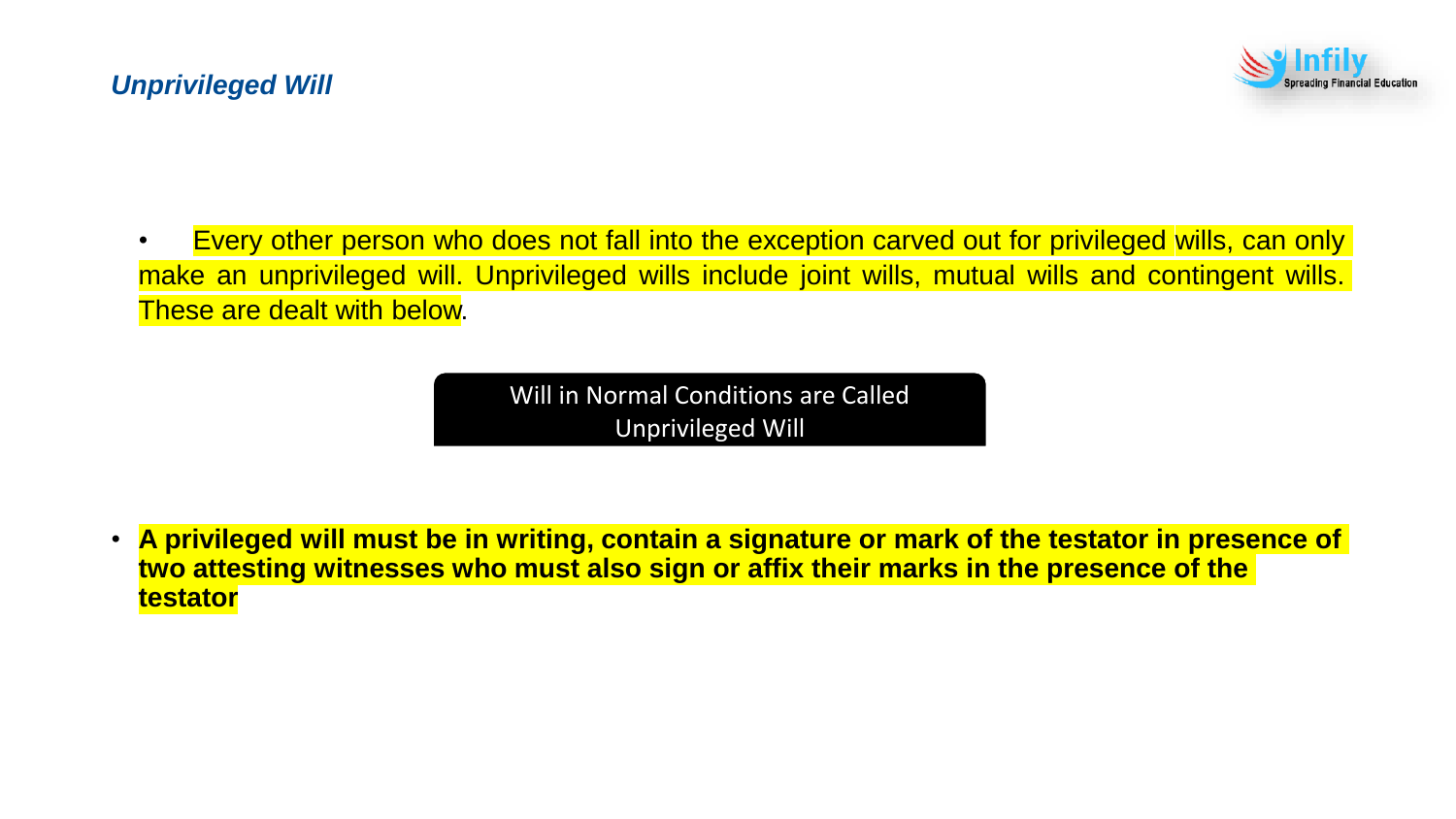## *Unprivileged Will*

- Every other person who does not fall into the exception carved out for privileged wills, can only make an unprivileged will. Unprivileged wills include joint wills, mutual wills and contingent wills. These are dealt with below.

Will in Normal Conditions are Called Unprivileged Will

- **A privileged will must be in writing, contain a signature or mark of the testator in presence of two attesting witnesses who must also sign or affix their marks in the presence of the testator**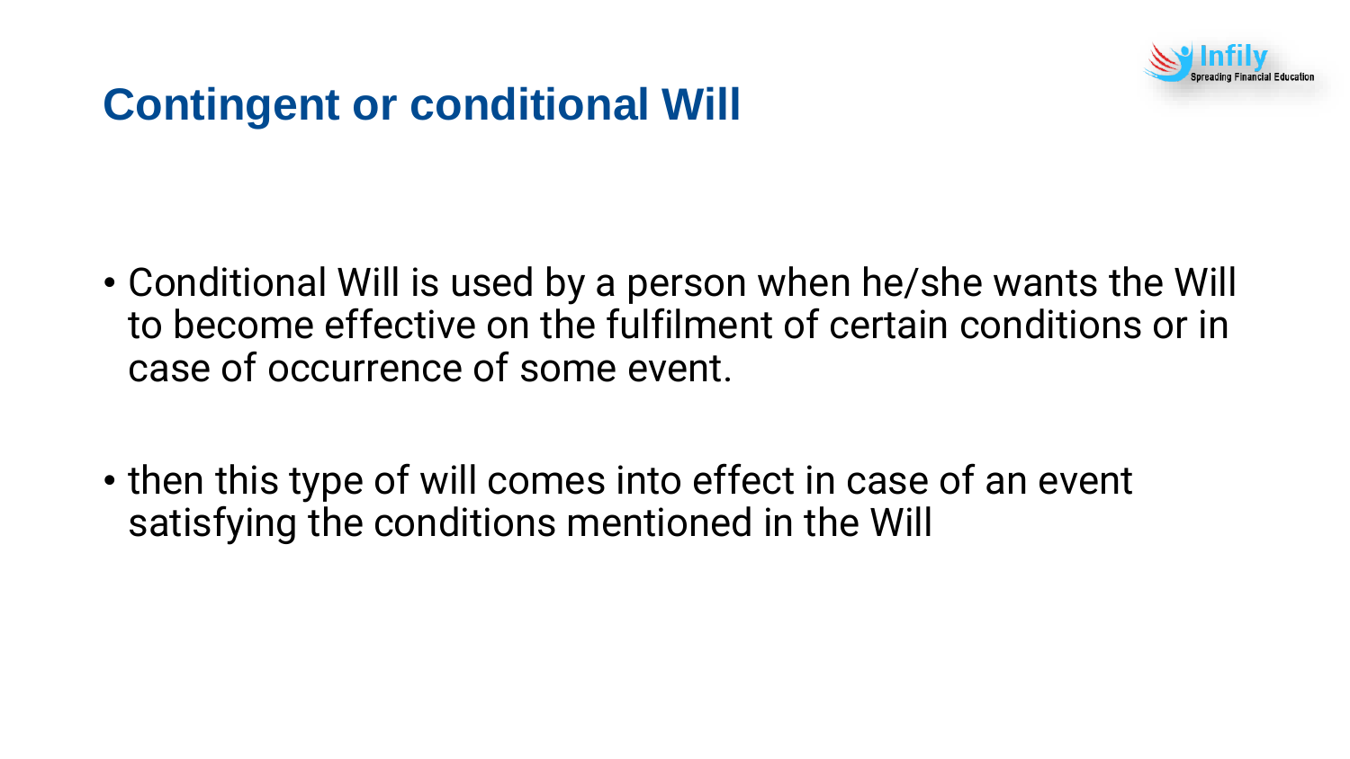# Contingent or conditional Will

- Conditional Will is used by a person when he/she wants the Will to become effective on the fulfilment of certain conditions or in case of occurrence of some event.

- then this type of will comes into effect in case of an event satisfying the conditions mentioned in the Will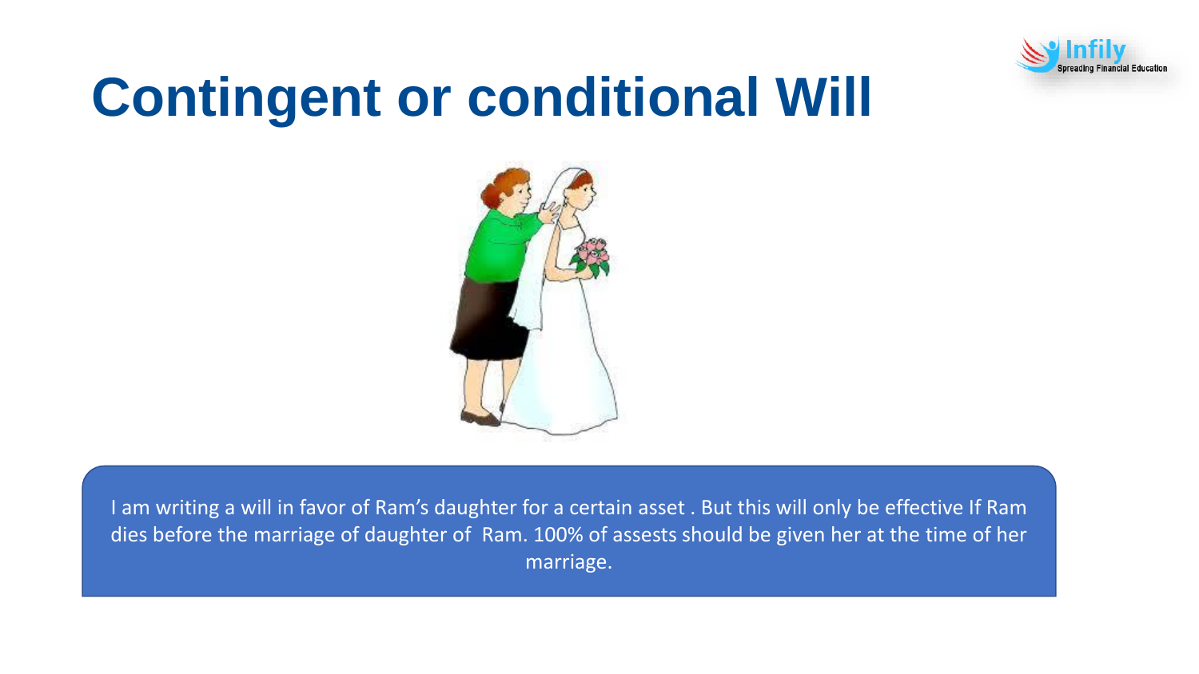# Contingent or conditional Will

I am writing a will in favor of Ram's daughter for a certain asset . But this will only be effective If Ram dies before the marriage of daughter of Ram. 100% of assests should be given her at the time of her marriage.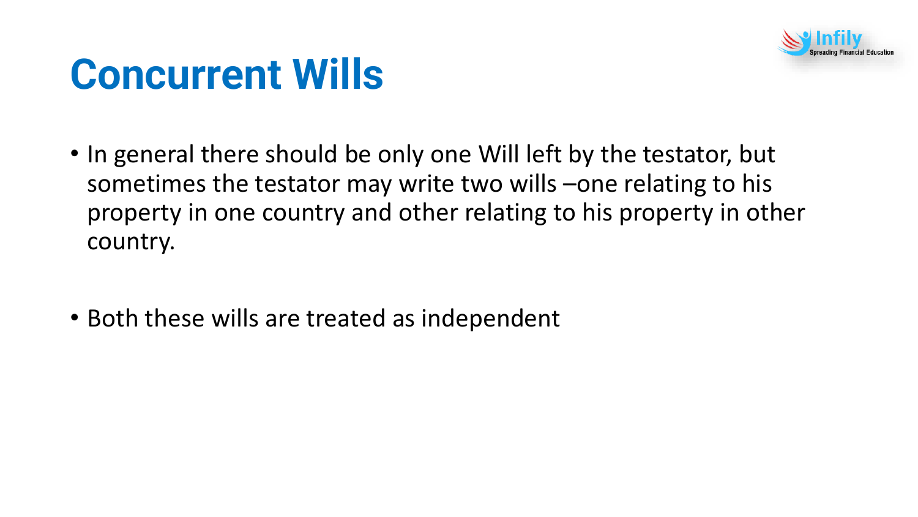# Concurrent Wills

- In general there should be only one Will left by the testator, but sometimes the testator may write two wills –one relating to his property in one country and other relating to his property in other country.

- Both these wills are treated as independent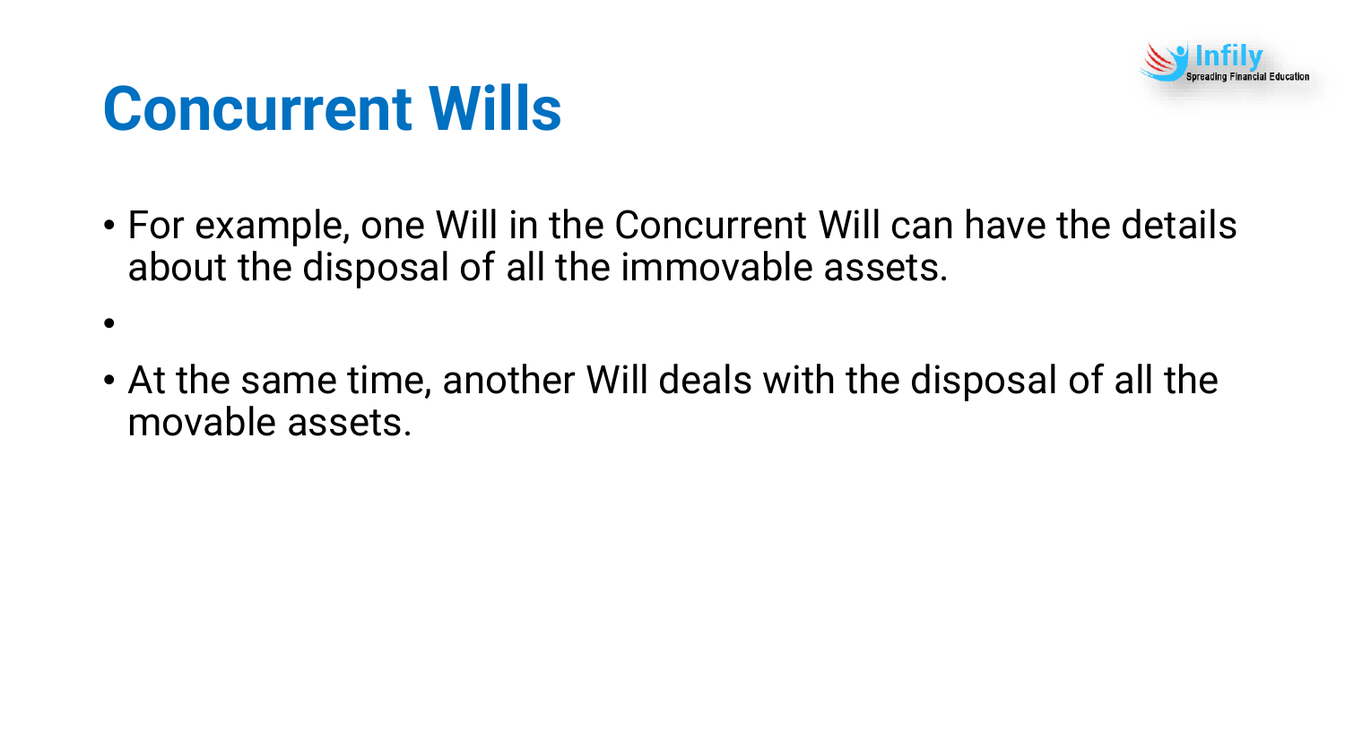# Concurrent Wills

- For example, one Will in the Concurrent Will can have the details about the disposal of all the immovable assets.
- At the same time, another Will deals with the disposal of all the movable assets.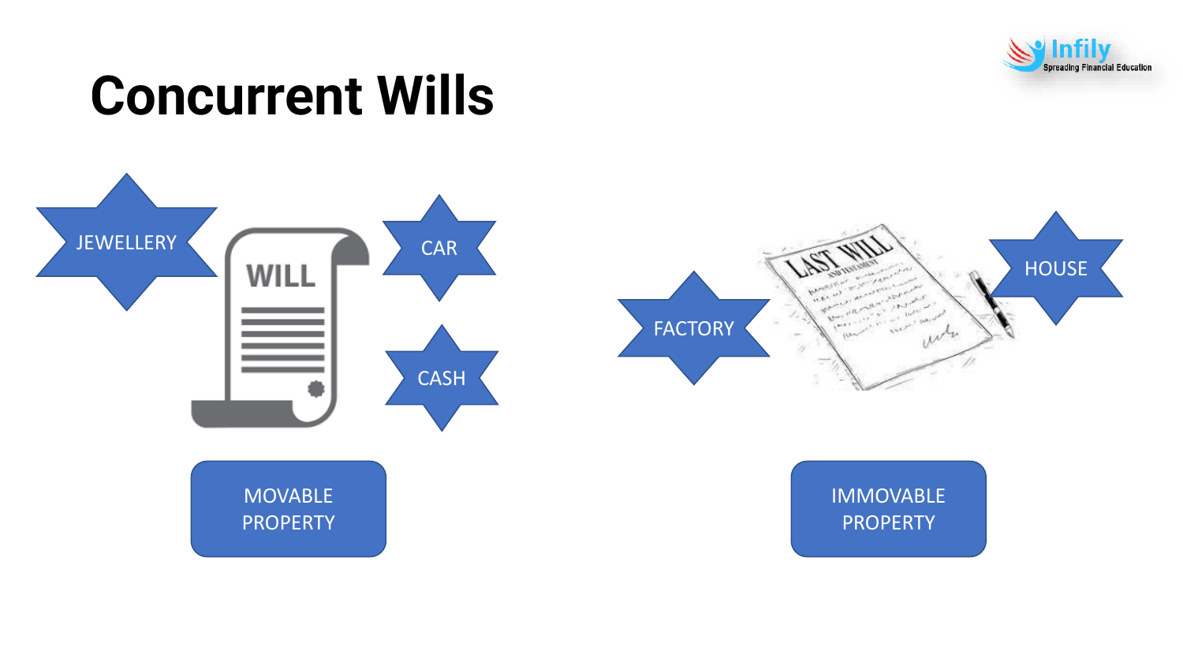# Concurrent Wills

JEWELLERY

CAR

CASH

MOVABLE PROPERTY

FACTORY

HOUSE

IMMOVABLE PROPERTY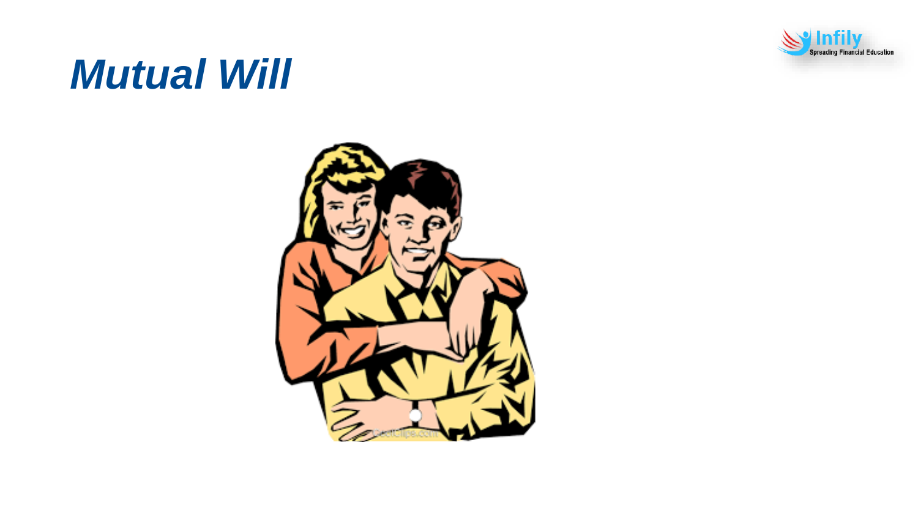# *Mutual Will*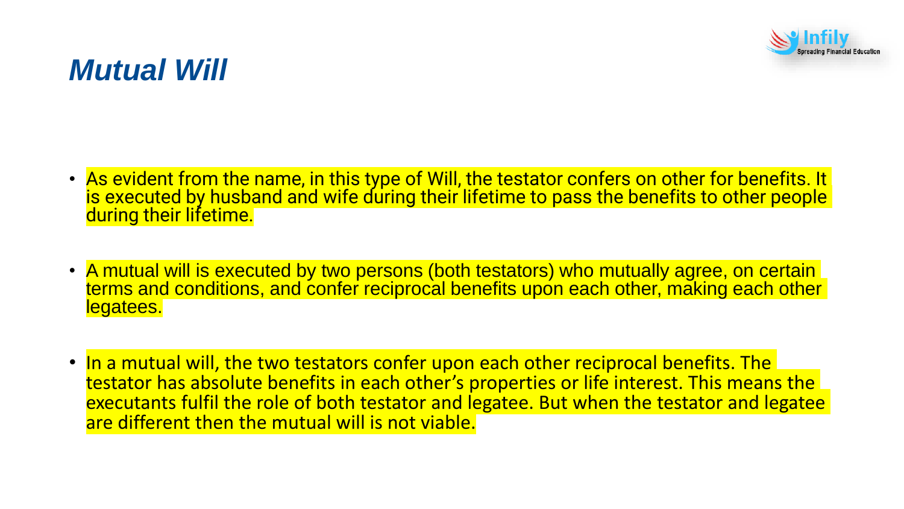# Mutual Will

- As evident from the name, in this type of Will, the testator confers on other for benefits. It is executed by husband and wife during their lifetime to pass the benefits to other people during their lifetime.
- A mutual will is executed by two persons (both testators) who mutually agree, on certain terms and conditions, and confer reciprocal benefits upon each other, making each other legatees.
- In a mutual will, the two testators confer upon each other reciprocal benefits. The testator has absolute benefits in each other's properties or life interest. This means the executants fulfil the role of both testator and legatee. But when the testator and legatee are different then the mutual will is not viable.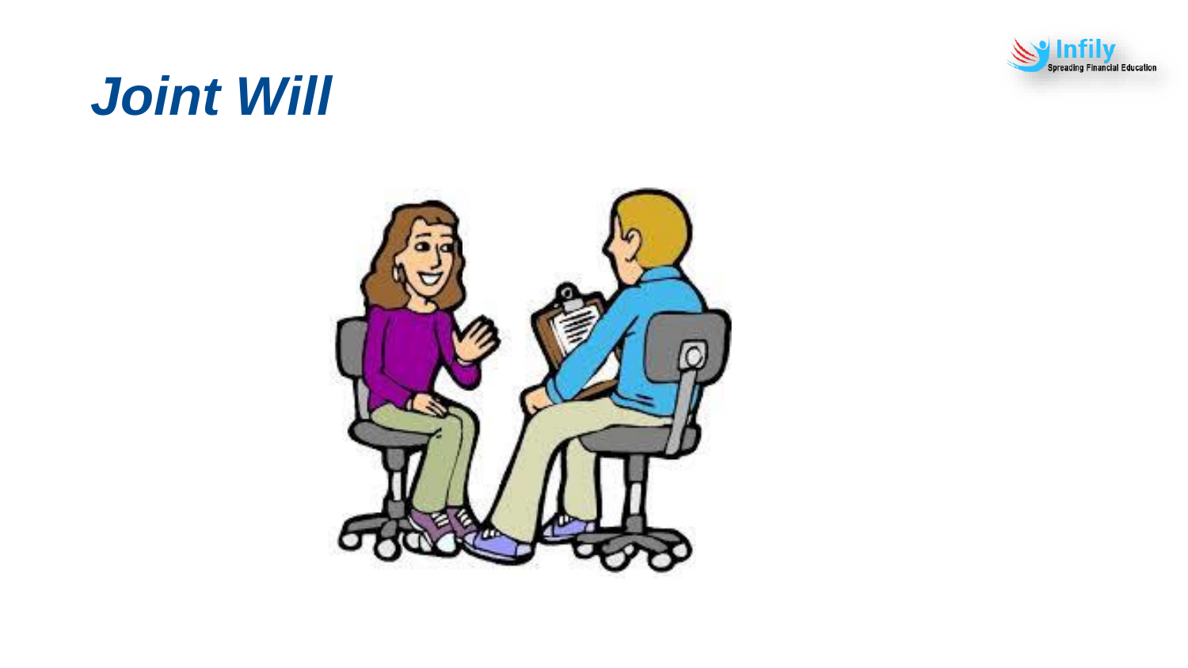# *Joint Will*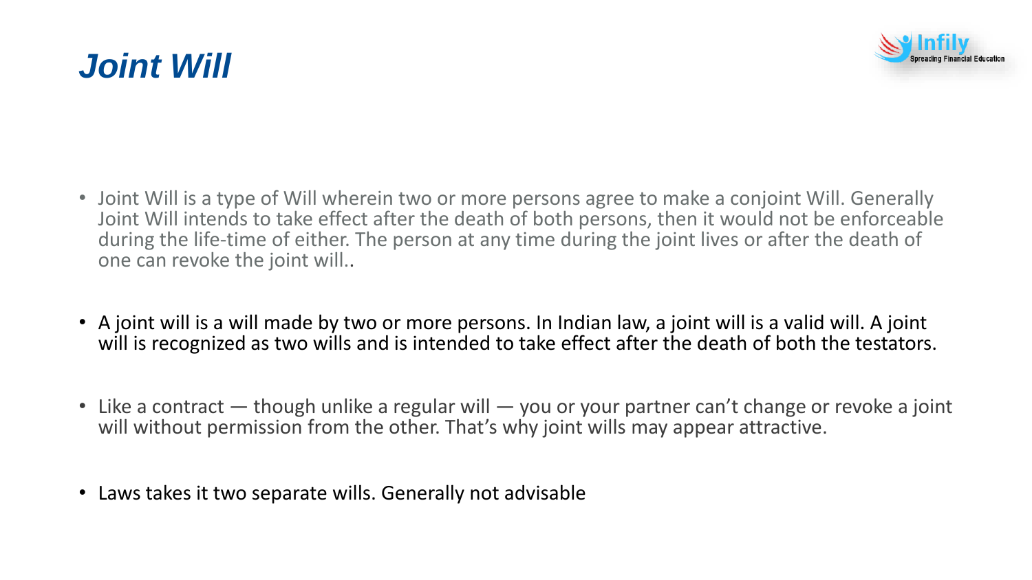# Joint Will

- Joint Will is a type of Will wherein two or more persons agree to make a conjoint Will. Generally Joint Will intends to take effect after the death of both persons, then it would not be enforceable during the life-time of either. The person at any time during the joint lives or after the death of one can revoke the joint will..

- A joint will is a will made by two or more persons. In Indian law, a joint will is a valid will. A joint will is recognized as two wills and is intended to take effect after the death of both the testators.

- Like a contract — though unlike a regular will — you or your partner can't change or revoke a joint will without permission from the other. That's why joint wills may appear attractive.

- Laws takes it two separate wills. Generally not advisable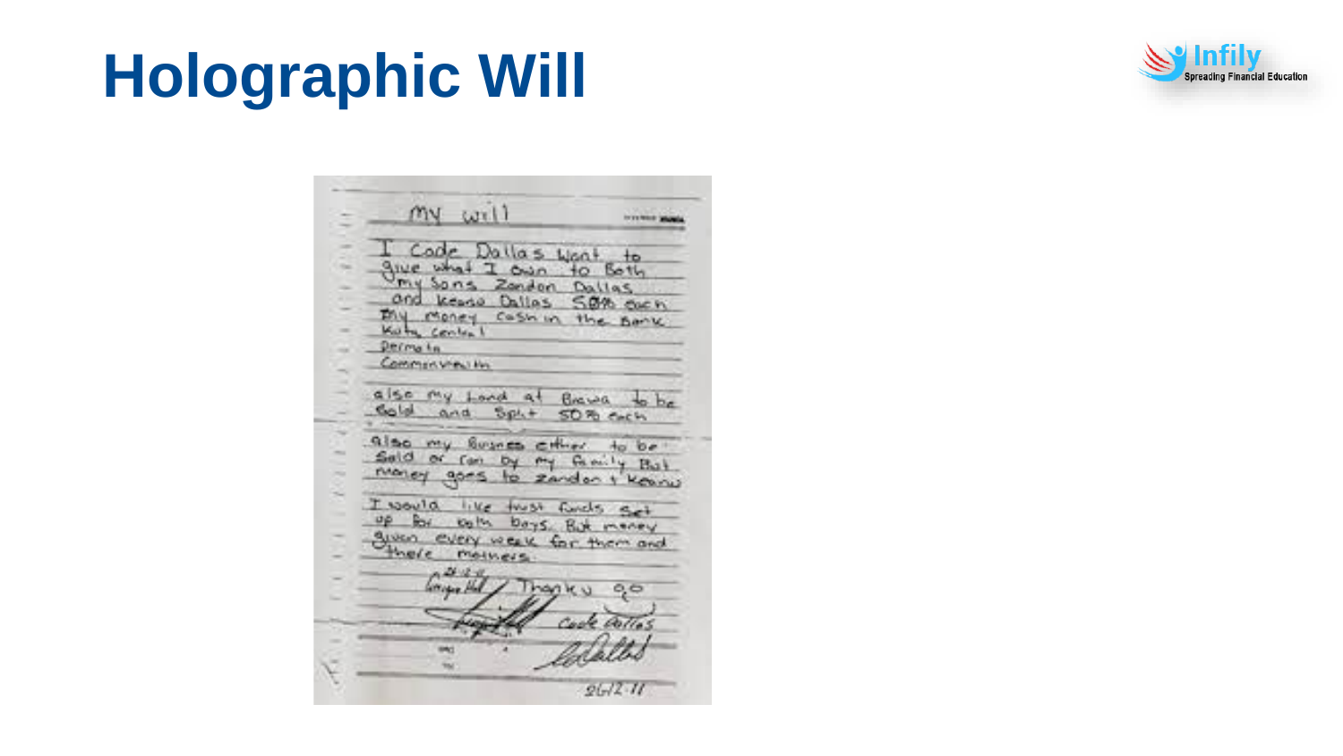# Holographic Will

My will

I Cade Dallas want to give what I own to both my sons Zandon Dallas and Keano Dallas 50% each

My money cash in the Bank
Kota central
Permata
Commonwealth

also my Land at Bawa to be sold and split 50% each

also my Business either to be sold or ran by my family But money goes to Zandon + Keanu

I would like trust funds set up for both boys. But money given every week for them and there mothers.

Thank u

Cade Dallas

26/12-11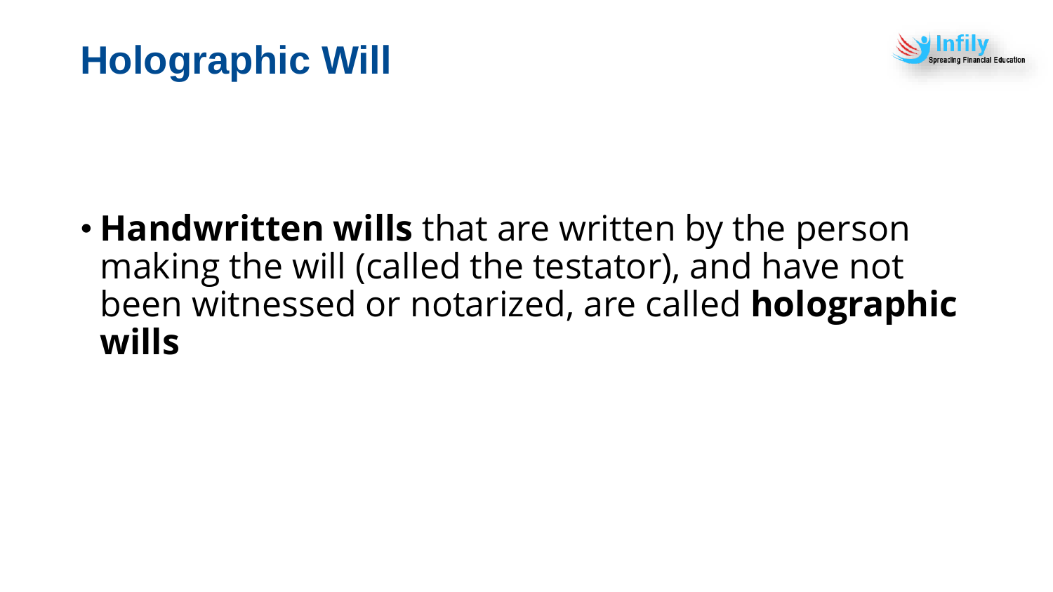# Holographic Will

- **Handwritten wills** that are written by the person making the will (called the testator), and have not been witnessed or notarized, are called **holographic wills**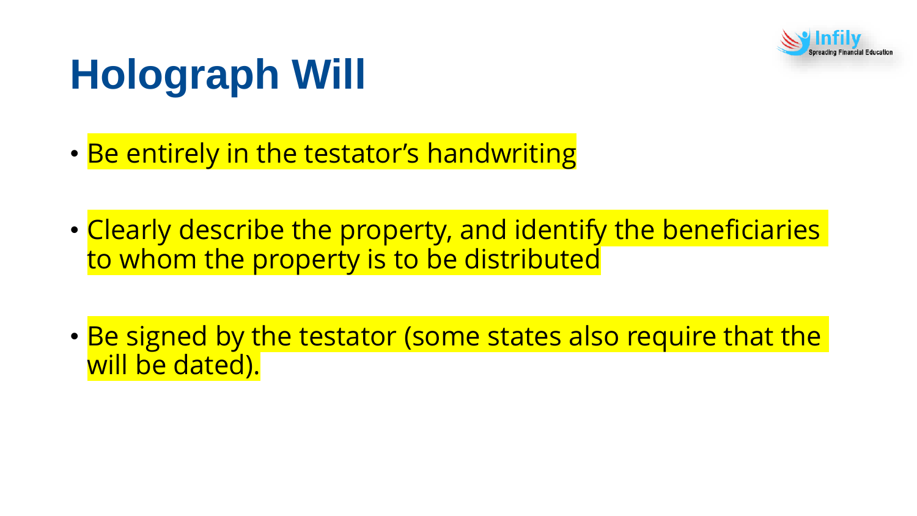# Holograph Will

- Be entirely in the testator's handwriting
- Clearly describe the property, and identify the beneficiaries to whom the property is to be distributed
- Be signed by the testator (some states also require that the will be dated).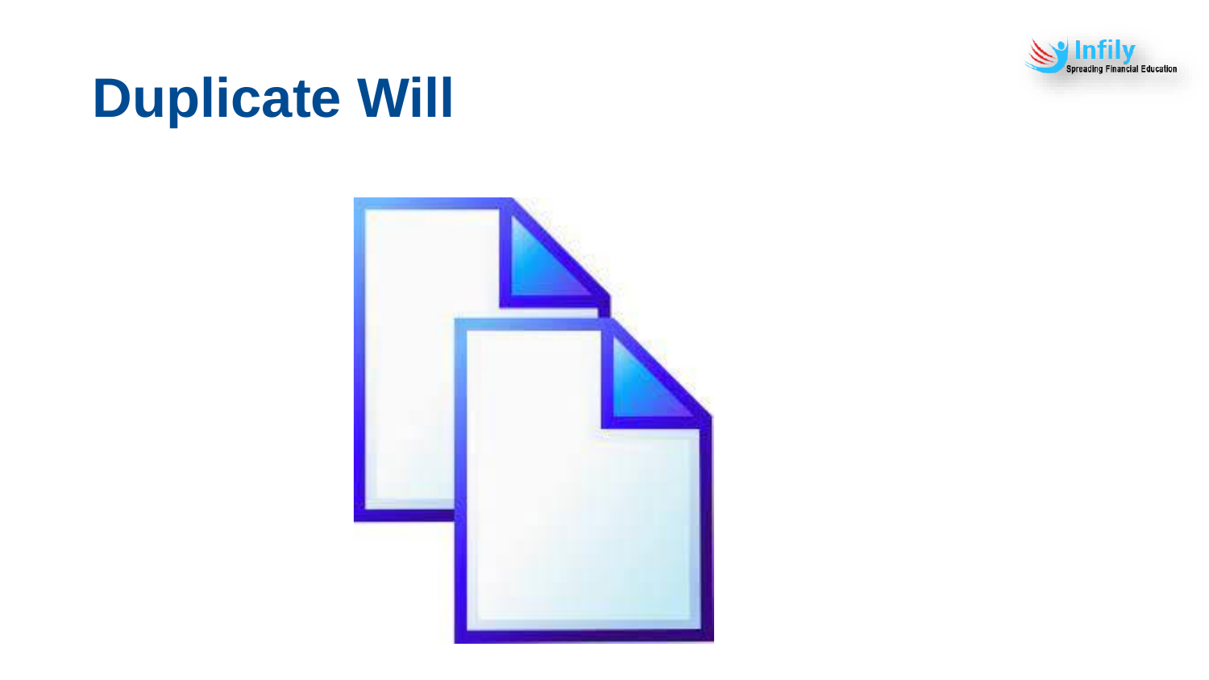# Duplicate Will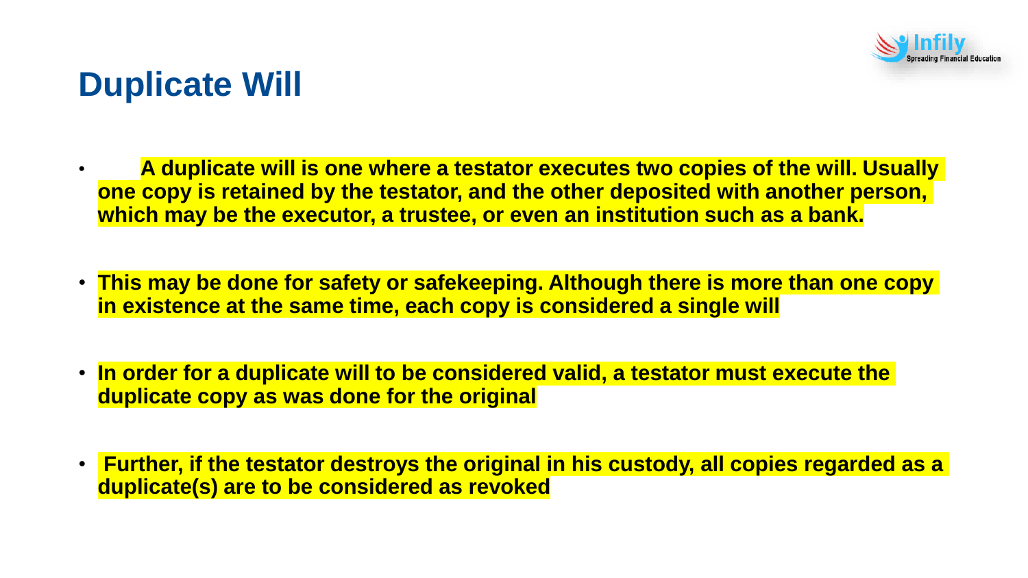# Duplicate Will

- **A duplicate will is one where a testator executes two copies of the will. Usually one copy is retained by the testator, and the other deposited with another person, which may be the executor, a trustee, or even an institution such as a bank.**

- **This may be done for safety or safekeeping. Although there is more than one copy in existence at the same time, each copy is considered a single will**

- **In order for a duplicate will to be considered valid, a testator must execute the duplicate copy as was done for the original**

- **Further, if the testator destroys the original in his custody, all copies regarded as a duplicate(s) are to be considered as revoked**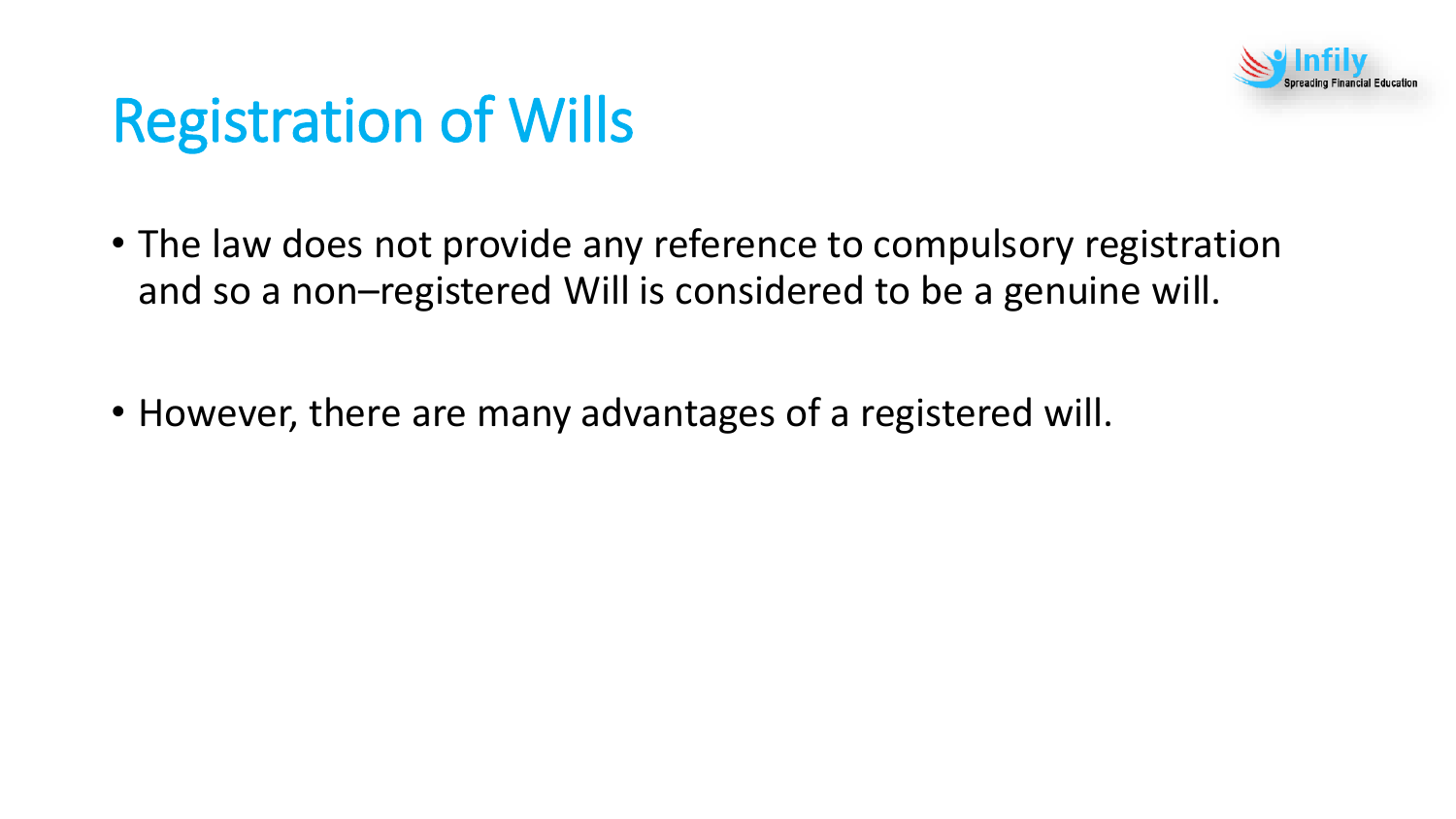# Registration of Wills

- The law does not provide any reference to compulsory registration and so a non–registered Will is considered to be a genuine will.
- However, there are many advantages of a registered will.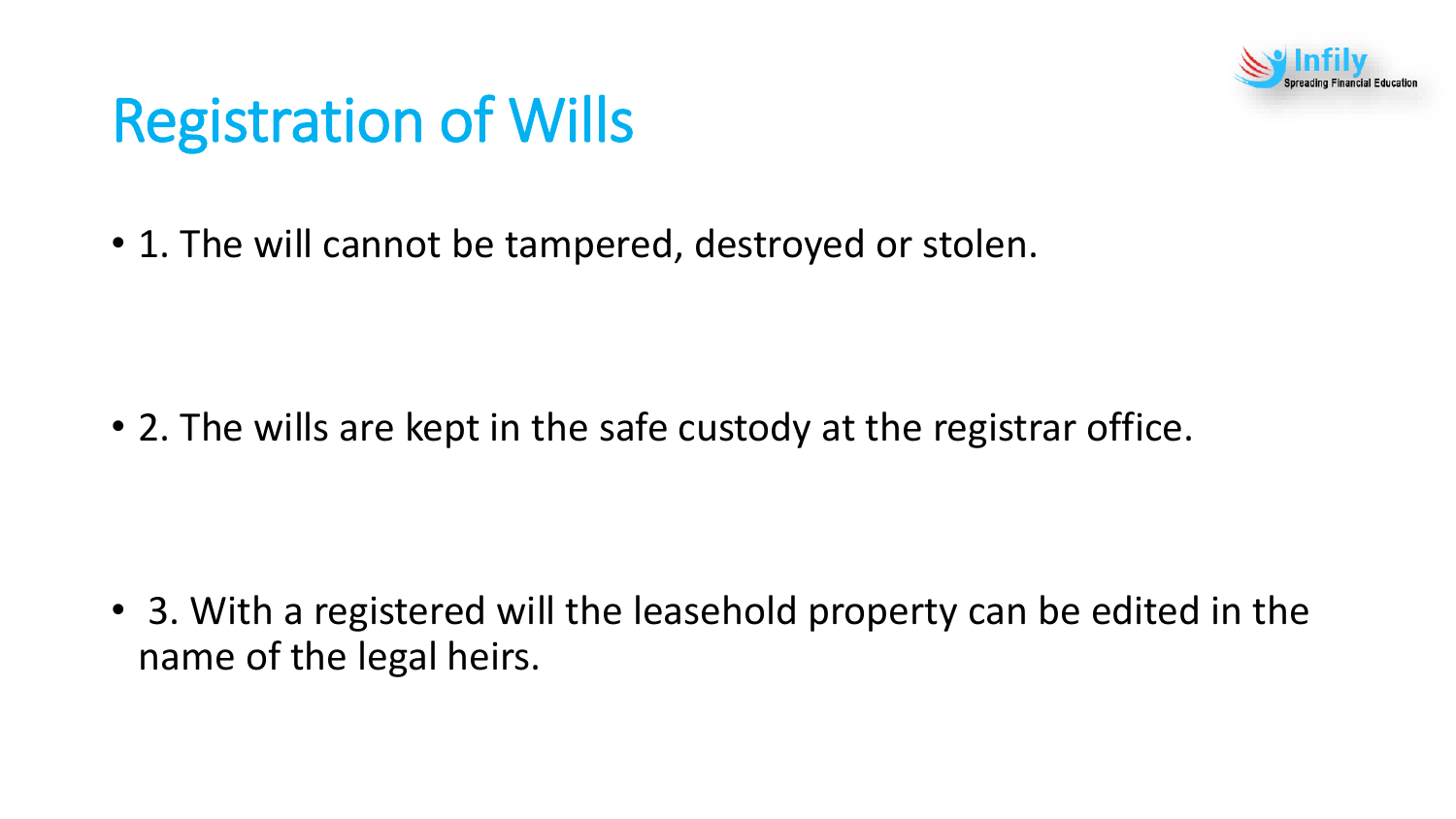# Registration of Wills

- 1. The will cannot be tampered, destroyed or stolen.

- 2. The wills are kept in the safe custody at the registrar office.

- 3. With a registered will the leasehold property can be edited in the name of the legal heirs.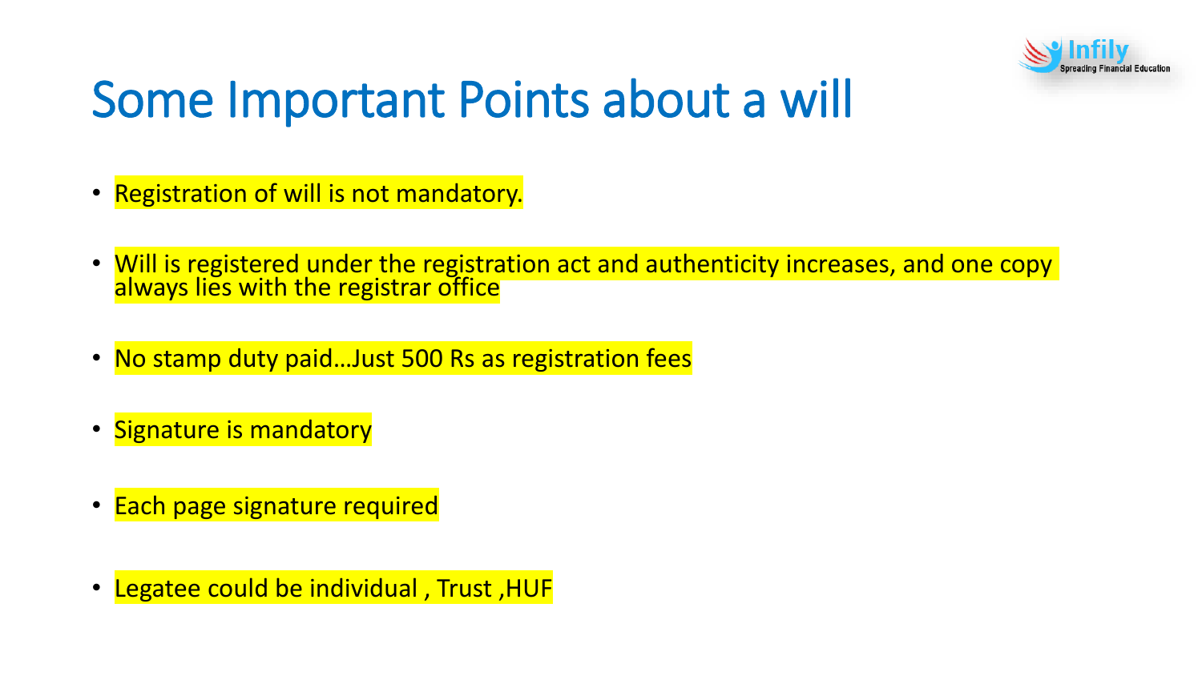# Some Important Points about a will

- Registration of will is not mandatory.
- Will is registered under the registration act and authenticity increases, and one copy always lies with the registrar office
- No stamp duty paid…Just 500 Rs as registration fees
- Signature is mandatory
- Each page signature required
- Legatee could be individual , Trust ,HUF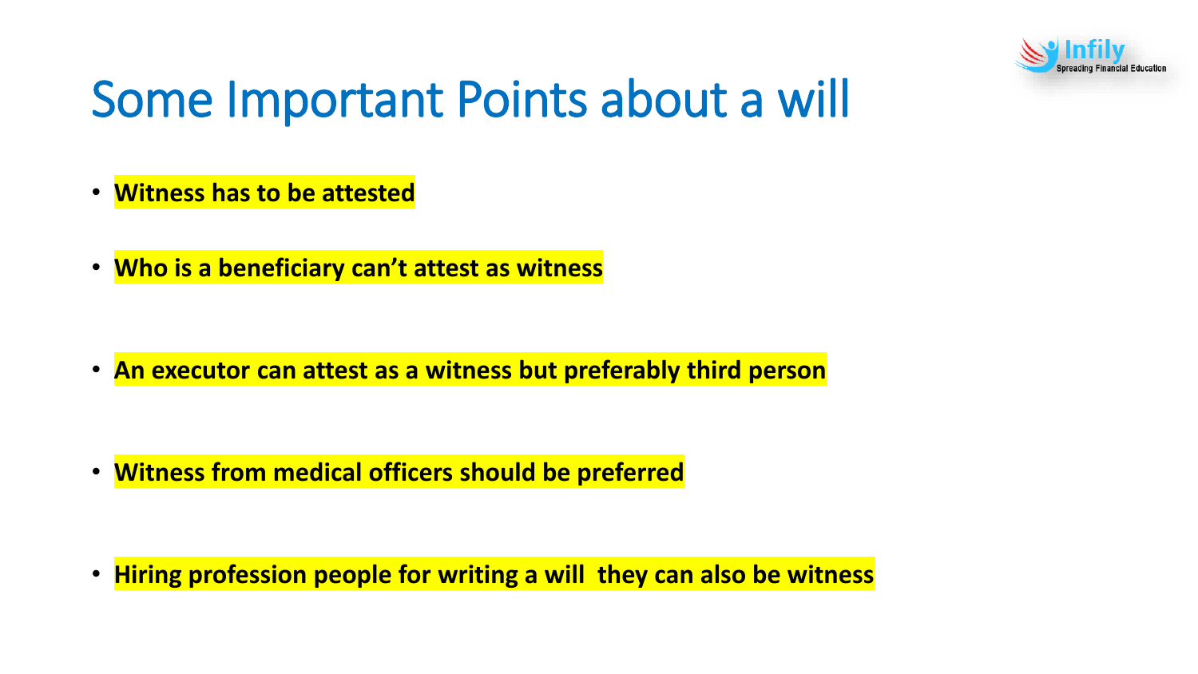# Some Important Points about a will

- **Witness has to be attested**
- **Who is a beneficiary can't attest as witness**
- **An executor can attest as a witness but preferably third person**
- **Witness from medical officers should be preferred**
- **Hiring profession people for writing a will they can also be witness**